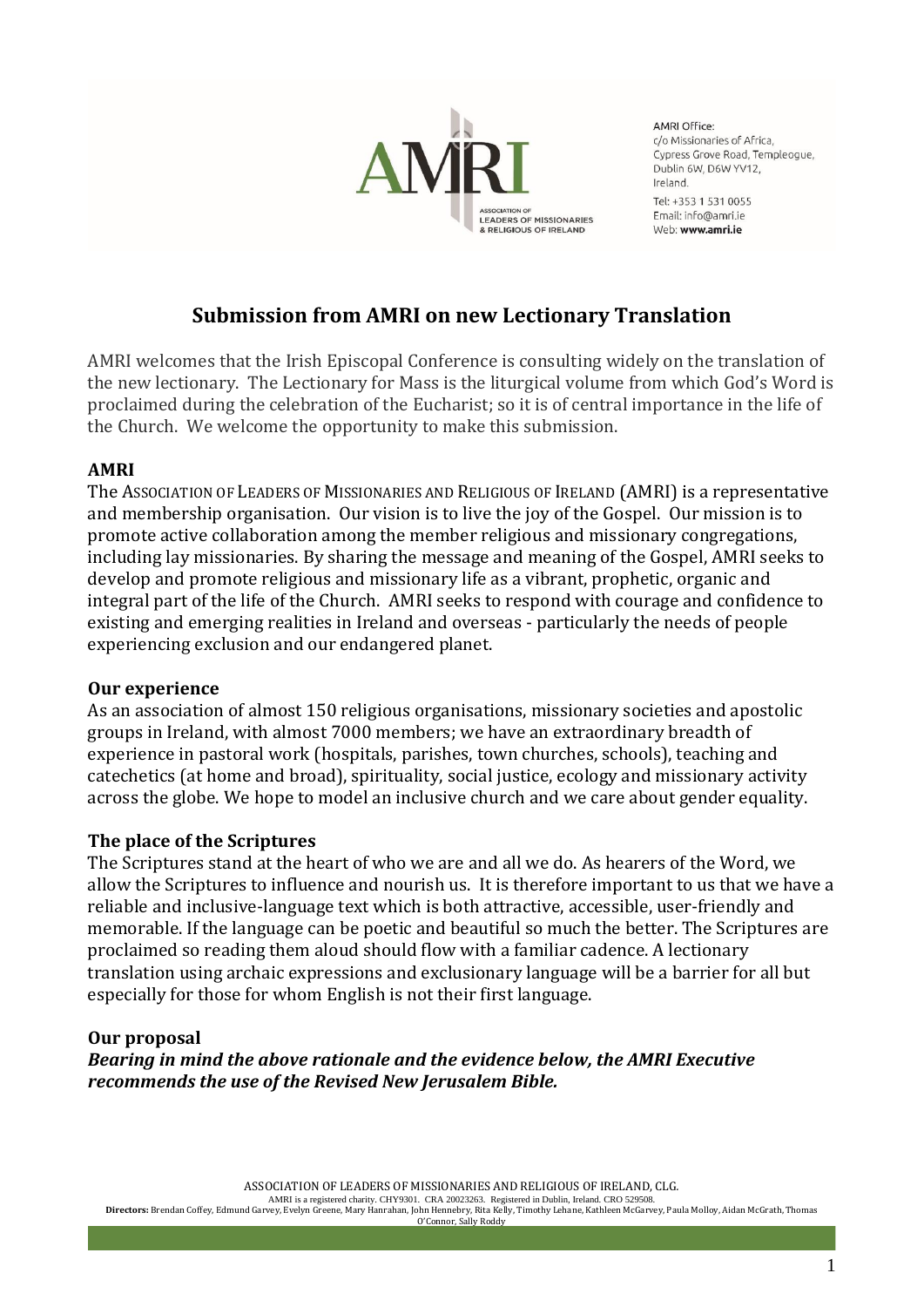AMRI Office:
c/o Missionaries of Africa,
Cypress Grove Road, Templeogue,
Dublin 6W, D6W YV12,
Ireland.

Tel: +353 1 531 0055
Email: info@amri.ie
Web: **www.amri.ie**

# Submission from AMRI on new Lectionary Translation

AMRI welcomes that the Irish Episcopal Conference is consulting widely on the translation of the new lectionary. The Lectionary for Mass is the liturgical volume from which God's Word is proclaimed during the celebration of the Eucharist; so it is of central importance in the life of the Church. We welcome the opportunity to make this submission.

**AMRI**

The ASSOCIATION OF LEADERS OF MISSIONARIES AND RELIGIOUS OF IRELAND (AMRI) is a representative and membership organisation. Our vision is to live the joy of the Gospel. Our mission is to promote active collaboration among the member religious and missionary congregations, including lay missionaries. By sharing the message and meaning of the Gospel, AMRI seeks to develop and promote religious and missionary life as a vibrant, prophetic, organic and integral part of the life of the Church. AMRI seeks to respond with courage and confidence to existing and emerging realities in Ireland and overseas - particularly the needs of people experiencing exclusion and our endangered planet.

**Our experience**

As an association of almost 150 religious organisations, missionary societies and apostolic groups in Ireland, with almost 7000 members; we have an extraordinary breadth of experience in pastoral work (hospitals, parishes, town churches, schools), teaching and catechetics (at home and broad), spirituality, social justice, ecology and missionary activity across the globe. We hope to model an inclusive church and we care about gender equality.

**The place of the Scriptures**

The Scriptures stand at the heart of who we are and all we do. As hearers of the Word, we allow the Scriptures to influence and nourish us. It is therefore important to us that we have a reliable and inclusive-language text which is both attractive, accessible, user-friendly and memorable. If the language can be poetic and beautiful so much the better. The Scriptures are proclaimed so reading them aloud should flow with a familiar cadence. A lectionary translation using archaic expressions and exclusionary language will be a barrier for all but especially for those for whom English is not their first language.

**Our proposal**

***Bearing in mind the above rationale and the evidence below, the AMRI Executive recommends the use of the Revised New Jerusalem Bible.***

ASSOCIATION OF LEADERS OF MISSIONARIES AND RELIGIOUS OF IRELAND, CLG.
AMRI is a registered charity. CHY9301. CRA 20023263. Registered in Dublin, Ireland. CRO 529508.
**Directors:** Brendan Coffey, Edmund Garvey, Evelyn Greene, Mary Hanrahan, John Hennebry, Rita Kelly, Timothy Lehane, Kathleen McGarvey, Paula Molloy, Aidan McGrath, Thomas O'Connor, Sally Roddy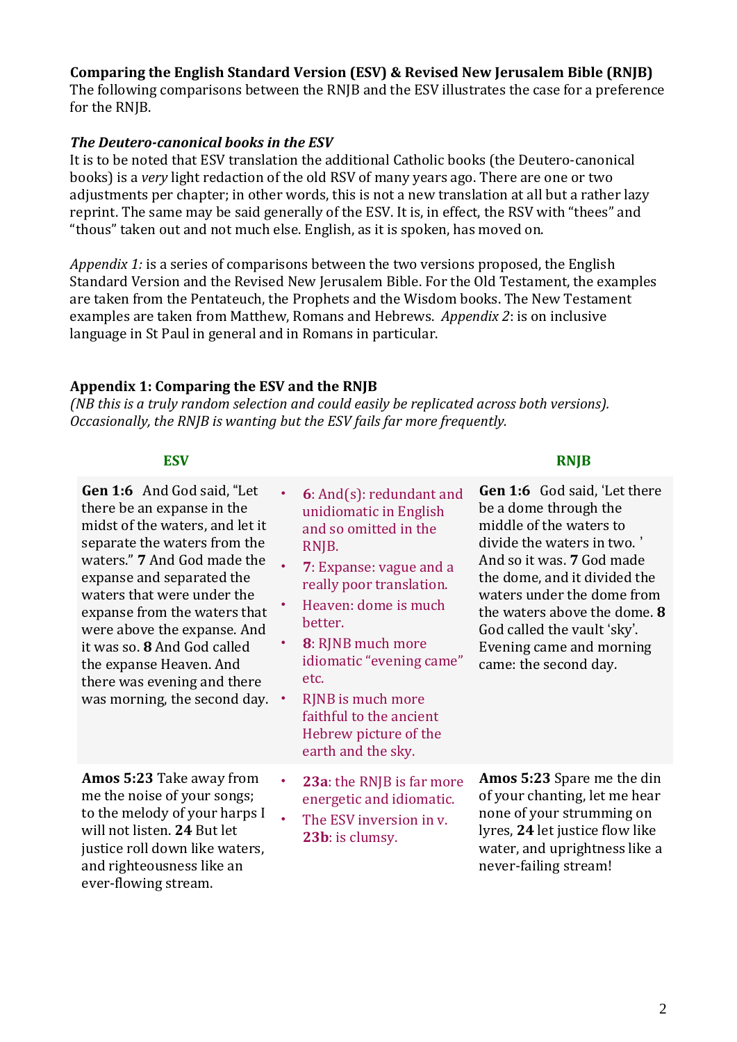**Comparing the English Standard Version (ESV) & Revised New Jerusalem Bible (RNJB)**
The following comparisons between the RNJB and the ESV illustrates the case for a preference for the RNJB.

***The Deutero-canonical books in the ESV***
It is to be noted that ESV translation the additional Catholic books (the Deutero-canonical books) is a *very* light redaction of the old RSV of many years ago. There are one or two adjustments per chapter; in other words, this is not a new translation at all but a rather lazy reprint. The same may be said generally of the ESV. It is, in effect, the RSV with "thees" and "thous" taken out and not much else. English, as it is spoken, has moved on.

*Appendix 1:* is a series of comparisons between the two versions proposed, the English Standard Version and the Revised New Jerusalem Bible. For the Old Testament, the examples are taken from the Pentateuch, the Prophets and the Wisdom books. The New Testament examples are taken from Matthew, Romans and Hebrews. *Appendix 2*: is on inclusive language in St Paul in general and in Romans in particular.

**Appendix 1: Comparing the ESV and the RNJB**
*(NB this is a truly random selection and could easily be replicated across both versions). Occasionally, the RJNB is wanting but the ESV fails far more frequently.*

| ESV | | RNJB |
|---|---|---|
| **Gen 1:6** And God said, "Let there be an expanse in the midst of the waters, and let it separate the waters from the waters." **7** And God made the expanse and separated the waters that were under the expanse from the waters that were above the expanse. And it was so. **8** And God called the expanse Heaven. And there was evening and there was morning, the second day. | • **6**: And(s): redundant and unidiomatic in English and so omitted in the RNJB.<br>• **7**: Expanse: vague and a really poor translation.<br>• Heaven: dome is much better.<br>• **8**: RJNB much more idiomatic "evening came" etc.<br>• RJNB is much more faithful to the ancient Hebrew picture of the earth and the sky. | **Gen 1:6** God said, 'Let there be a dome through the middle of the waters to divide the waters in two. ' And so it was. **7** God made the dome, and it divided the waters under the dome from the waters above the dome. **8** God called the vault 'sky'. Evening came and morning came: the second day. |
| **Amos 5:23** Take away from me the noise of your songs; to the melody of your harps I will not listen. **24** But let justice roll down like waters, and righteousness like an ever-flowing stream. | • **23a**: the RNJB is far more energetic and idiomatic.<br>• The ESV inversion in v. **23b**: is clumsy. | **Amos 5:23** Spare me the din of your chanting, let me hear none of your strumming on lyres, **24** let justice flow like water, and uprightness like a never-failing stream! |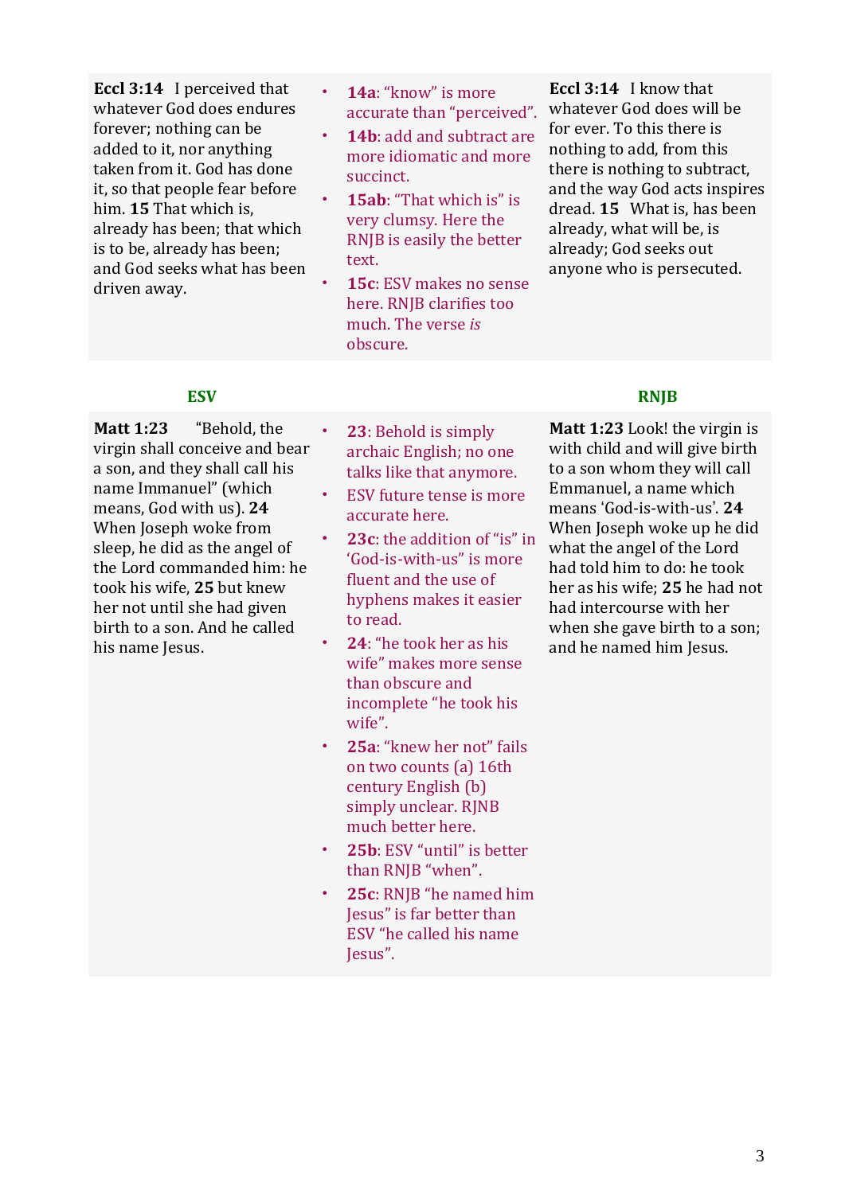| | | |
|---|---|---|
| **Eccl 3:14** I perceived that whatever God does endures forever; nothing can be added to it, nor anything taken from it. God has done it, so that people fear before him. **15** That which is, already has been; that which is to be, already has been; and God seeks what has been driven away. | • **14a**: "know" is more accurate than "perceived". <br>• **14b**: add and subtract are more idiomatic and more succinct. <br>• **15ab**: "That which is" is very clumsy. Here the RNJB is easily the better text. <br>• **15c**: ESV makes no sense here. RNJB clarifies too much. The verse *is* obscure. | **Eccl 3:14** I know that whatever God does will be for ever. To this there is nothing to add, from this there is nothing to subtract, and the way God acts inspires dread. **15** What is, has been already, what will be, is already; God seeks out anyone who is persecuted. |

| **ESV** | | **RNJB** |
|---|---|---|
| **Matt 1:23** "Behold, the virgin shall conceive and bear a son, and they shall call his name Immanuel" (which means, God with us). **24** When Joseph woke from sleep, he did as the angel of the Lord commanded him: he took his wife, **25** but knew her not until she had given birth to a son. And he called his name Jesus. | • **23**: Behold is simply archaic English; no one talks like that anymore. <br>• ESV future tense is more accurate here. <br>• **23c**: the addition of "is" in 'God-is-with-us" is more fluent and the use of hyphens makes it easier to read. <br>• **24**: "he took her as his wife" makes more sense than obscure and incomplete "he took his wife". <br>• **25a**: "knew her not" fails on two counts (a) 16th century English (b) simply unclear. RJNB much better here. <br>• **25b**: ESV "until" is better than RNJB "when". <br>• **25c**: RNJB "he named him Jesus" is far better than ESV "he called his name Jesus". | **Matt 1:23** Look! the virgin is with child and will give birth to a son whom they will call Emmanuel, a name which means 'God-is-with-us'. **24** When Joseph woke up he did what the angel of the Lord had told him to do: he took her as his wife; **25** he had not had intercourse with her when she gave birth to a son; and he named him Jesus. |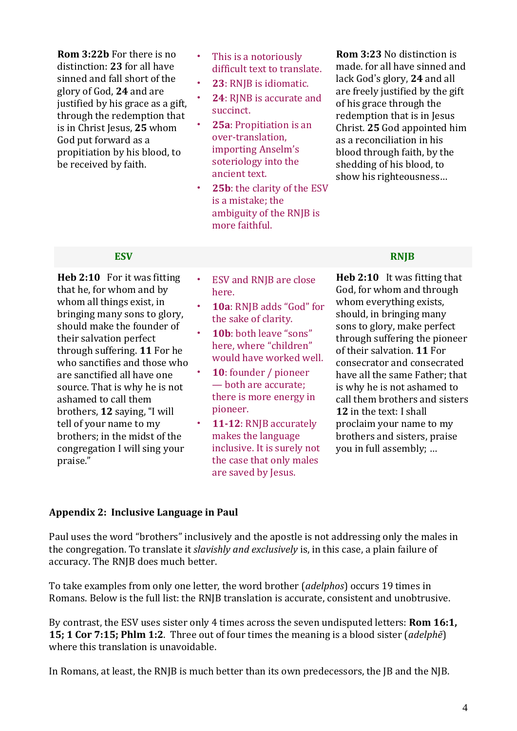| ESV | Comments | RNJB |
|---|---|---|
| **Rom 3:22b** For there is no distinction: **23** for all have sinned and fall short of the glory of God, **24** and are justified by his grace as a gift, through the redemption that is in Christ Jesus, **25** whom God put forward as a propitiation by his blood, to be received by faith. | • This is a notoriously difficult text to translate.<br>• **23**: RNJB is idiomatic.<br>• **24**: RJNB is accurate and succinct.<br>• **25a**: Propitiation is an over-translation, importing Anselm's soteriology into the ancient text.<br>• **25b**: the clarity of the ESV is a mistake; the ambiguity of the RNJB is more faithful. | **Rom 3:23** No distinction is made. for all have sinned and lack God's glory, **24** and all are freely justified by the gift of his grace through the redemption that is in Jesus Christ. **25** God appointed him as a reconciliation in his blood through faith, by the shedding of his blood, to show his righteousness… |
| **ESV** | | **RNJB** |
| **Heb 2:10** For it was fitting that he, for whom and by whom all things exist, in bringing many sons to glory, should make the founder of their salvation perfect through suffering. **11** For he who sanctifies and those who are sanctified all have one source. That is why he is not ashamed to call them brothers, **12** saying, "I will tell of your name to my brothers; in the midst of the congregation I will sing your praise." | • ESV and RNJB are close here.<br>• **10a**: RNJB adds "God" for the sake of clarity.<br>• **10b**: both leave "sons" here, where "children" would have worked well.<br>• **10**: founder / pioneer — both are accurate; there is more energy in pioneer.<br>• **11-12**: RNJB accurately makes the language inclusive. It is surely not the case that only males are saved by Jesus. | **Heb 2:10** It was fitting that God, for whom and through whom everything exists, should, in bringing many sons to glory, make perfect through suffering the pioneer of their salvation. **11** For consecrator and consecrated have all the same Father; that is why he is not ashamed to call them brothers and sisters **12** in the text: I shall proclaim your name to my brothers and sisters, praise you in full assembly; … |

## Appendix 2: Inclusive Language in Paul

Paul uses the word "brothers" inclusively and the apostle is not addressing only the males in the congregation. To translate it *slavishly and exclusively* is, in this case, a plain failure of accuracy. The RNJB does much better.

To take examples from only one letter, the word brother (*adelphos*) occurs 19 times in Romans. Below is the full list: the RNJB translation is accurate, consistent and unobtrusive.

By contrast, the ESV uses sister only 4 times across the seven undisputed letters: **Rom 16:1, 15; 1 Cor 7:15; Phlm 1:2**. Three out of four times the meaning is a blood sister (*adelphē*) where this translation is unavoidable.

In Romans, at least, the RNJB is much better than its own predecessors, the JB and the NJB.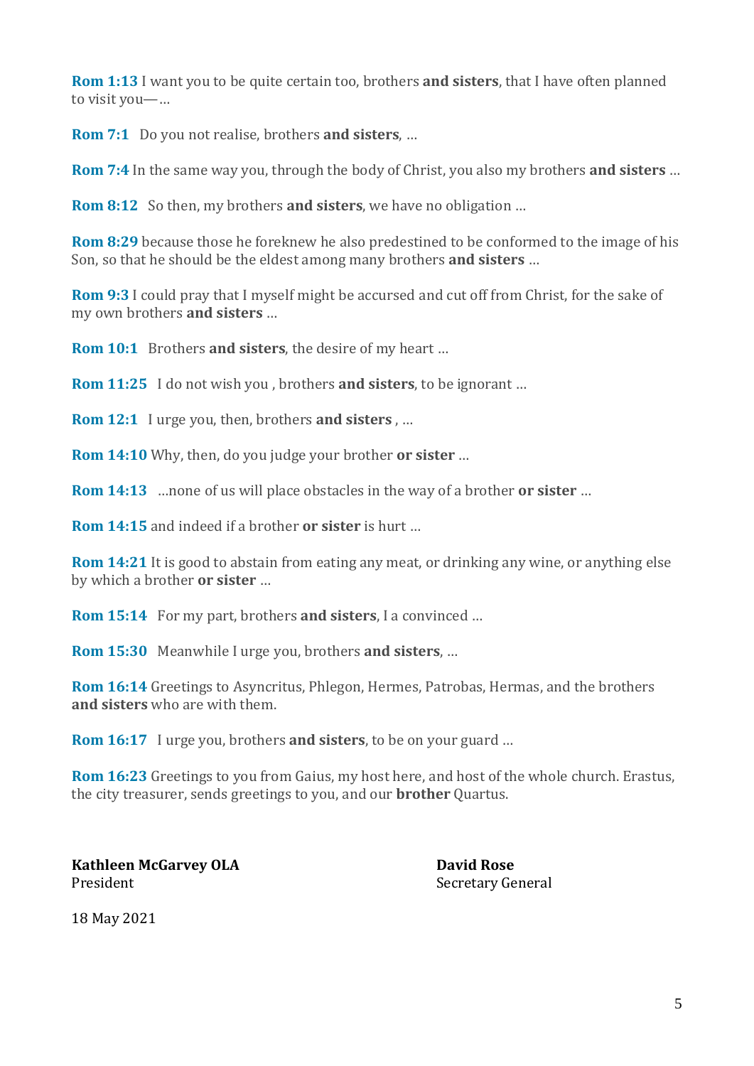**Rom 1:13** I want you to be quite certain too, brothers **and sisters**, that I have often planned to visit you—…

**Rom 7:1** Do you not realise, brothers **and sisters**, …

**Rom 7:4** In the same way you, through the body of Christ, you also my brothers **and sisters** …

**Rom 8:12** So then, my brothers **and sisters**, we have no obligation …

**Rom 8:29** because those he foreknew he also predestined to be conformed to the image of his Son, so that he should be the eldest among many brothers **and sisters** …

**Rom 9:3** I could pray that I myself might be accursed and cut off from Christ, for the sake of my own brothers **and sisters** …

**Rom 10:1** Brothers **and sisters**, the desire of my heart …

**Rom 11:25** I do not wish you , brothers **and sisters**, to be ignorant …

**Rom 12:1** I urge you, then, brothers **and sisters** , …

**Rom 14:10** Why, then, do you judge your brother **or sister** …

**Rom 14:13** …none of us will place obstacles in the way of a brother **or sister** …

**Rom 14:15** and indeed if a brother **or sister** is hurt …

**Rom 14:21** It is good to abstain from eating any meat, or drinking any wine, or anything else by which a brother **or sister** …

**Rom 15:14** For my part, brothers **and sisters**, I a convinced …

**Rom 15:30** Meanwhile I urge you, brothers **and sisters**, …

**Rom 16:14** Greetings to Asyncritus, Phlegon, Hermes, Patrobas, Hermas, and the brothers **and sisters** who are with them.

**Rom 16:17** I urge you, brothers **and sisters**, to be on your guard …

**Rom 16:23** Greetings to you from Gaius, my host here, and host of the whole church. Erastus, the city treasurer, sends greetings to you, and our **brother** Quartus.

**Kathleen McGarvey OLA**
President

**David Rose**
Secretary General

18 May 2021